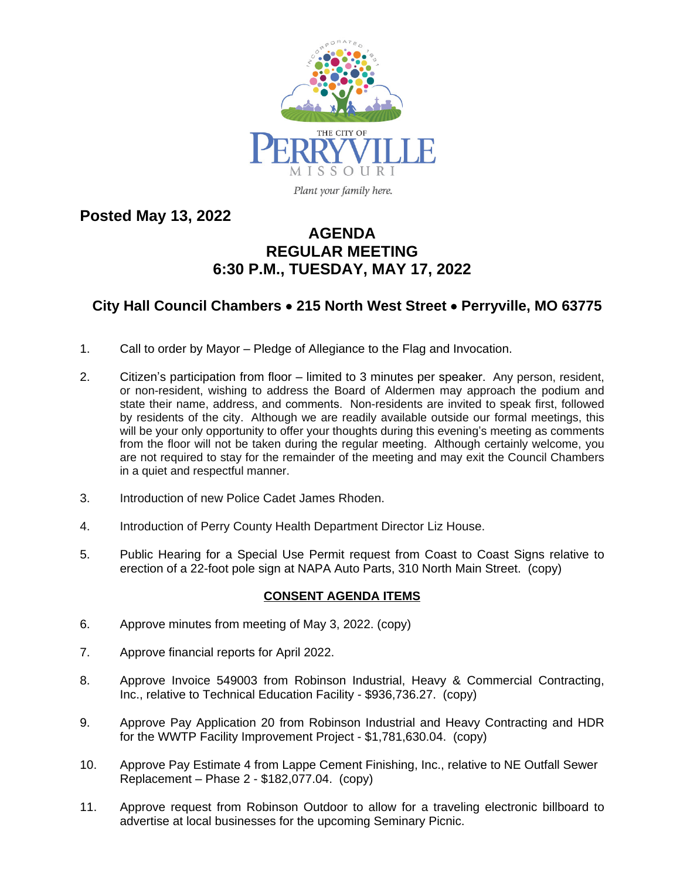THE CITY OF PERRYVILLE MISSOURI

*Plant your family here.*

**Posted May 13, 2022**

# AGENDA
# REGULAR MEETING
# 6:30 P.M., TUESDAY, MAY 17, 2022

## City Hall Council Chambers • 215 North West Street • Perryville, MO 63775

1. Call to order by Mayor – Pledge of Allegiance to the Flag and Invocation.

2. Citizen's participation from floor – limited to 3 minutes per speaker. Any person, resident, or non-resident, wishing to address the Board of Aldermen may approach the podium and state their name, address, and comments. Non-residents are invited to speak first, followed by residents of the city. Although we are readily available outside our formal meetings, this will be your only opportunity to offer your thoughts during this evening's meeting as comments from the floor will not be taken during the regular meeting. Although certainly welcome, you are not required to stay for the remainder of the meeting and may exit the Council Chambers in a quiet and respectful manner.

3. Introduction of new Police Cadet James Rhoden.

4. Introduction of Perry County Health Department Director Liz House.

5. Public Hearing for a Special Use Permit request from Coast to Coast Signs relative to erection of a 22-foot pole sign at NAPA Auto Parts, 310 North Main Street. (copy)

**CONSENT AGENDA ITEMS**

6. Approve minutes from meeting of May 3, 2022. (copy)

7. Approve financial reports for April 2022.

8. Approve Invoice 549003 from Robinson Industrial, Heavy & Commercial Contracting, Inc., relative to Technical Education Facility - $936,736.27. (copy)

9. Approve Pay Application 20 from Robinson Industrial and Heavy Contracting and HDR for the WWTP Facility Improvement Project - $1,781,630.04. (copy)

10. Approve Pay Estimate 4 from Lappe Cement Finishing, Inc., relative to NE Outfall Sewer Replacement – Phase 2 - $182,077.04. (copy)

11. Approve request from Robinson Outdoor to allow for a traveling electronic billboard to advertise at local businesses for the upcoming Seminary Picnic.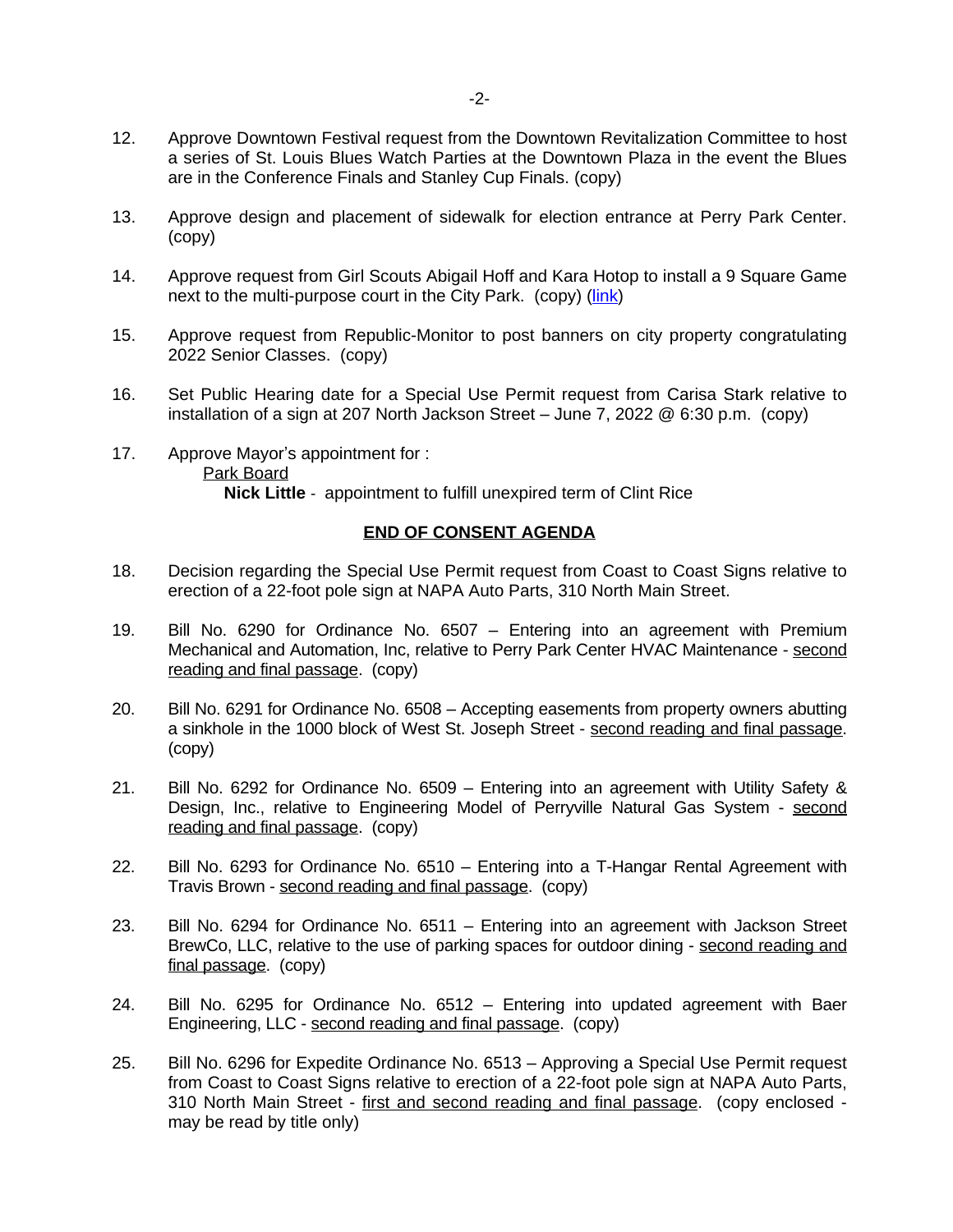12. Approve Downtown Festival request from the Downtown Revitalization Committee to host a series of St. Louis Blues Watch Parties at the Downtown Plaza in the event the Blues are in the Conference Finals and Stanley Cup Finals. (copy)

13. Approve design and placement of sidewalk for election entrance at Perry Park Center. (copy)

14. Approve request from Girl Scouts Abigail Hoff and Kara Hotop to install a 9 Square Game next to the multi-purpose court in the City Park. (copy) (link)

15. Approve request from Republic-Monitor to post banners on city property congratulating 2022 Senior Classes. (copy)

16. Set Public Hearing date for a Special Use Permit request from Carisa Stark relative to installation of a sign at 207 North Jackson Street – June 7, 2022 @ 6:30 p.m. (copy)

17. Approve Mayor's appointment for :
    Park Board
    **Nick Little** - appointment to fulfill unexpired term of Clint Rice

**END OF CONSENT AGENDA**

18. Decision regarding the Special Use Permit request from Coast to Coast Signs relative to erection of a 22-foot pole sign at NAPA Auto Parts, 310 North Main Street.

19. Bill No. 6290 for Ordinance No. 6507 – Entering into an agreement with Premium Mechanical and Automation, Inc, relative to Perry Park Center HVAC Maintenance - second reading and final passage. (copy)

20. Bill No. 6291 for Ordinance No. 6508 – Accepting easements from property owners abutting a sinkhole in the 1000 block of West St. Joseph Street - second reading and final passage. (copy)

21. Bill No. 6292 for Ordinance No. 6509 – Entering into an agreement with Utility Safety & Design, Inc., relative to Engineering Model of Perryville Natural Gas System - second reading and final passage. (copy)

22. Bill No. 6293 for Ordinance No. 6510 – Entering into a T-Hangar Rental Agreement with Travis Brown - second reading and final passage. (copy)

23. Bill No. 6294 for Ordinance No. 6511 – Entering into an agreement with Jackson Street BrewCo, LLC, relative to the use of parking spaces for outdoor dining - second reading and final passage. (copy)

24. Bill No. 6295 for Ordinance No. 6512 – Entering into updated agreement with Baer Engineering, LLC - second reading and final passage. (copy)

25. Bill No. 6296 for Expedite Ordinance No. 6513 – Approving a Special Use Permit request from Coast to Coast Signs relative to erection of a 22-foot pole sign at NAPA Auto Parts, 310 North Main Street - first and second reading and final passage. (copy enclosed - may be read by title only)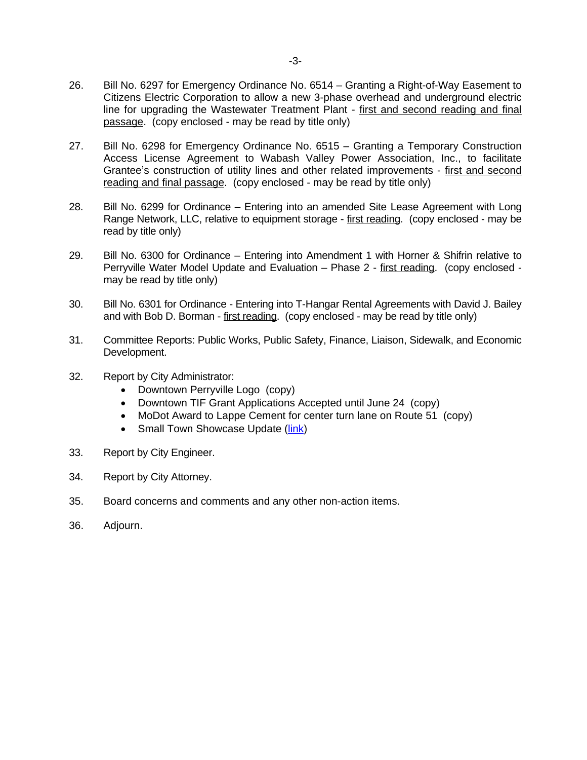26. Bill No. 6297 for Emergency Ordinance No. 6514 – Granting a Right-of-Way Easement to Citizens Electric Corporation to allow a new 3-phase overhead and underground electric line for upgrading the Wastewater Treatment Plant - <u>first and second reading and final passage</u>. (copy enclosed - may be read by title only)

27. Bill No. 6298 for Emergency Ordinance No. 6515 – Granting a Temporary Construction Access License Agreement to Wabash Valley Power Association, Inc., to facilitate Grantee's construction of utility lines and other related improvements - <u>first and second reading and final passage</u>. (copy enclosed - may be read by title only)

28. Bill No. 6299 for Ordinance – Entering into an amended Site Lease Agreement with Long Range Network, LLC, relative to equipment storage - <u>first reading</u>. (copy enclosed - may be read by title only)

29. Bill No. 6300 for Ordinance – Entering into Amendment 1 with Horner & Shifrin relative to Perryville Water Model Update and Evaluation – Phase 2 - <u>first reading</u>. (copy enclosed - may be read by title only)

30. Bill No. 6301 for Ordinance - Entering into T-Hangar Rental Agreements with David J. Bailey and with Bob D. Borman - <u>first reading</u>. (copy enclosed - may be read by title only)

31. Committee Reports: Public Works, Public Safety, Finance, Liaison, Sidewalk, and Economic Development.

32. Report by City Administrator:
    - Downtown Perryville Logo (copy)
    - Downtown TIF Grant Applications Accepted until June 24 (copy)
    - MoDot Award to Lappe Cement for center turn lane on Route 51 (copy)
    - Small Town Showcase Update (link)

33. Report by City Engineer.

34. Report by City Attorney.

35. Board concerns and comments and any other non-action items.

36. Adjourn.